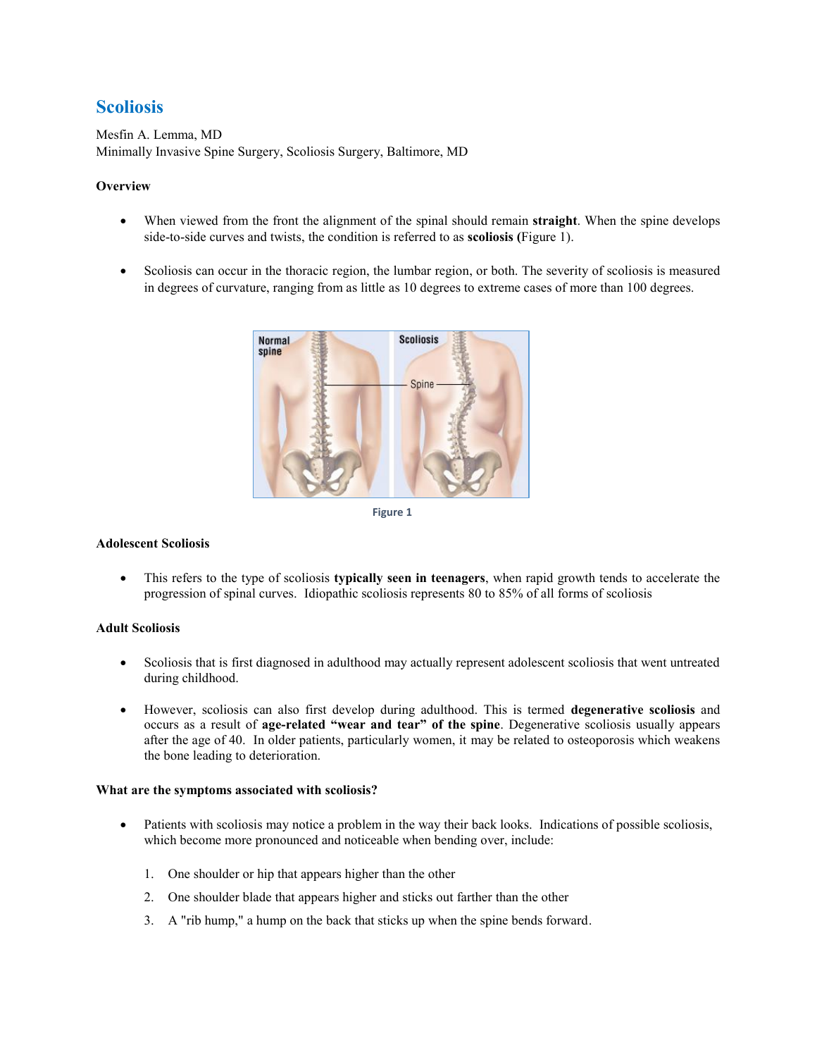# Scoliosis

Mesfin A. Lemma, MD
Minimally Invasive Spine Surgery, Scoliosis Surgery, Baltimore, MD

### Overview

- When viewed from the front the alignment of the spinal should remain **straight**. When the spine develops side-to-side curves and twists, the condition is referred to as **scoliosis (**Figure 1).

- Scoliosis can occur in the thoracic region, the lumbar region, or both. The severity of scoliosis is measured in degrees of curvature, ranging from as little as 10 degrees to extreme cases of more than 100 degrees.

Figure 1

### Adolescent Scoliosis

- This refers to the type of scoliosis **typically seen in teenagers**, when rapid growth tends to accelerate the progression of spinal curves. Idiopathic scoliosis represents 80 to 85% of all forms of scoliosis

### Adult Scoliosis

- Scoliosis that is first diagnosed in adulthood may actually represent adolescent scoliosis that went untreated during childhood.

- However, scoliosis can also first develop during adulthood. This is termed **degenerative scoliosis** and occurs as a result of **age-related "wear and tear" of the spine**. Degenerative scoliosis usually appears after the age of 40. In older patients, particularly women, it may be related to osteoporosis which weakens the bone leading to deterioration.

### What are the symptoms associated with scoliosis?

- Patients with scoliosis may notice a problem in the way their back looks. Indications of possible scoliosis, which become more pronounced and noticeable when bending over, include:

  1. One shoulder or hip that appears higher than the other
  2. One shoulder blade that appears higher and sticks out farther than the other
  3. A "rib hump," a hump on the back that sticks up when the spine bends forward.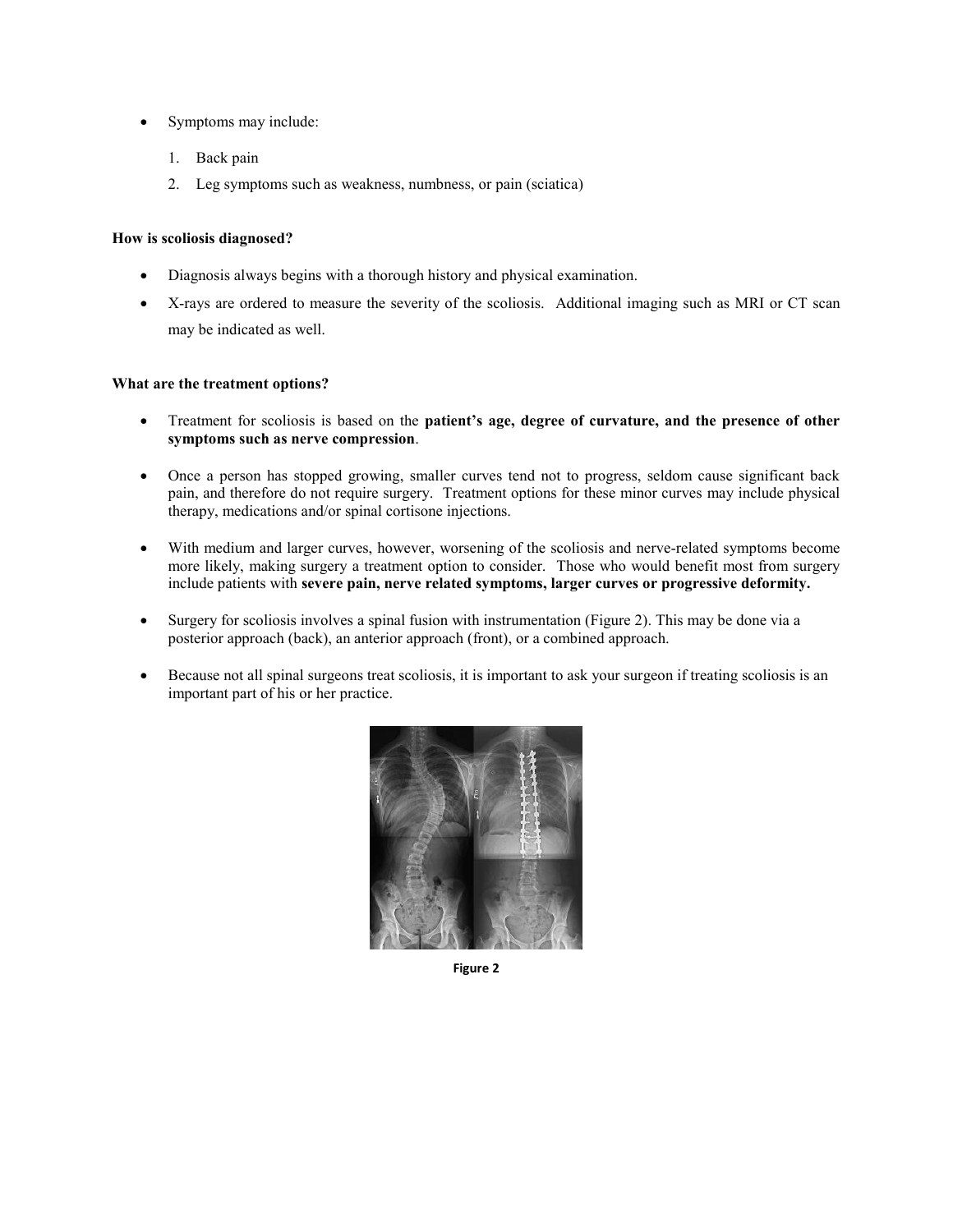- Symptoms may include:
  1. Back pain
  2. Leg symptoms such as weakness, numbness, or pain (sciatica)

**How is scoliosis diagnosed?**

- Diagnosis always begins with a thorough history and physical examination.
- X-rays are ordered to measure the severity of the scoliosis. Additional imaging such as MRI or CT scan may be indicated as well.

**What are the treatment options?**

- Treatment for scoliosis is based on the **patient's age, degree of curvature, and the presence of other symptoms such as nerve compression**.
- Once a person has stopped growing, smaller curves tend not to progress, seldom cause significant back pain, and therefore do not require surgery. Treatment options for these minor curves may include physical therapy, medications and/or spinal cortisone injections.
- With medium and larger curves, however, worsening of the scoliosis and nerve-related symptoms become more likely, making surgery a treatment option to consider. Those who would benefit most from surgery include patients with **severe pain, nerve related symptoms, larger curves or progressive deformity.**
- Surgery for scoliosis involves a spinal fusion with instrumentation (Figure 2). This may be done via a posterior approach (back), an anterior approach (front), or a combined approach.
- Because not all spinal surgeons treat scoliosis, it is important to ask your surgeon if treating scoliosis is an important part of his or her practice.

**Figure 2**